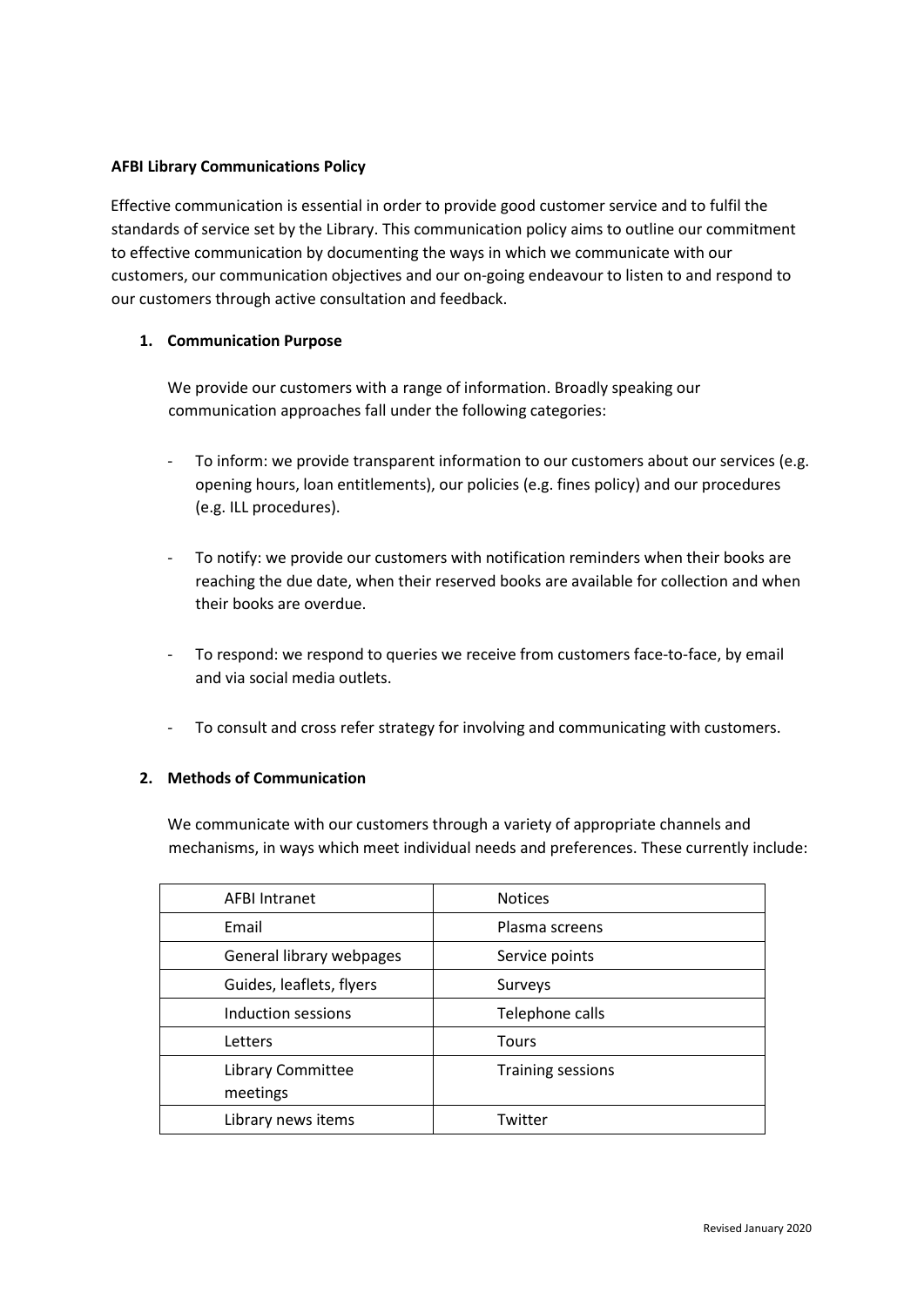**AFBI Library Communications Policy**

Effective communication is essential in order to provide good customer service and to fulfil the standards of service set by the Library. This communication policy aims to outline our commitment to effective communication by documenting the ways in which we communicate with our customers, our communication objectives and our on-going endeavour to listen to and respond to our customers through active consultation and feedback.

**1. Communication Purpose**

We provide our customers with a range of information. Broadly speaking our communication approaches fall under the following categories:

- To inform: we provide transparent information to our customers about our services (e.g. opening hours, loan entitlements), our policies (e.g. fines policy) and our procedures (e.g. ILL procedures).

- To notify: we provide our customers with notification reminders when their books are reaching the due date, when their reserved books are available for collection and when their books are overdue.

- To respond: we respond to queries we receive from customers face-to-face, by email and via social media outlets.

- To consult and cross refer strategy for involving and communicating with customers.

**2. Methods of Communication**

We communicate with our customers through a variety of appropriate channels and mechanisms, in ways which meet individual needs and preferences. These currently include:

| | |
|---|---|
| AFBI Intranet | Notices |
| Email | Plasma screens |
| General library webpages | Service points |
| Guides, leaflets, flyers | Surveys |
| Induction sessions | Telephone calls |
| Letters | Tours |
| Library Committee meetings | Training sessions |
| Library news items | Twitter |

Revised January 2020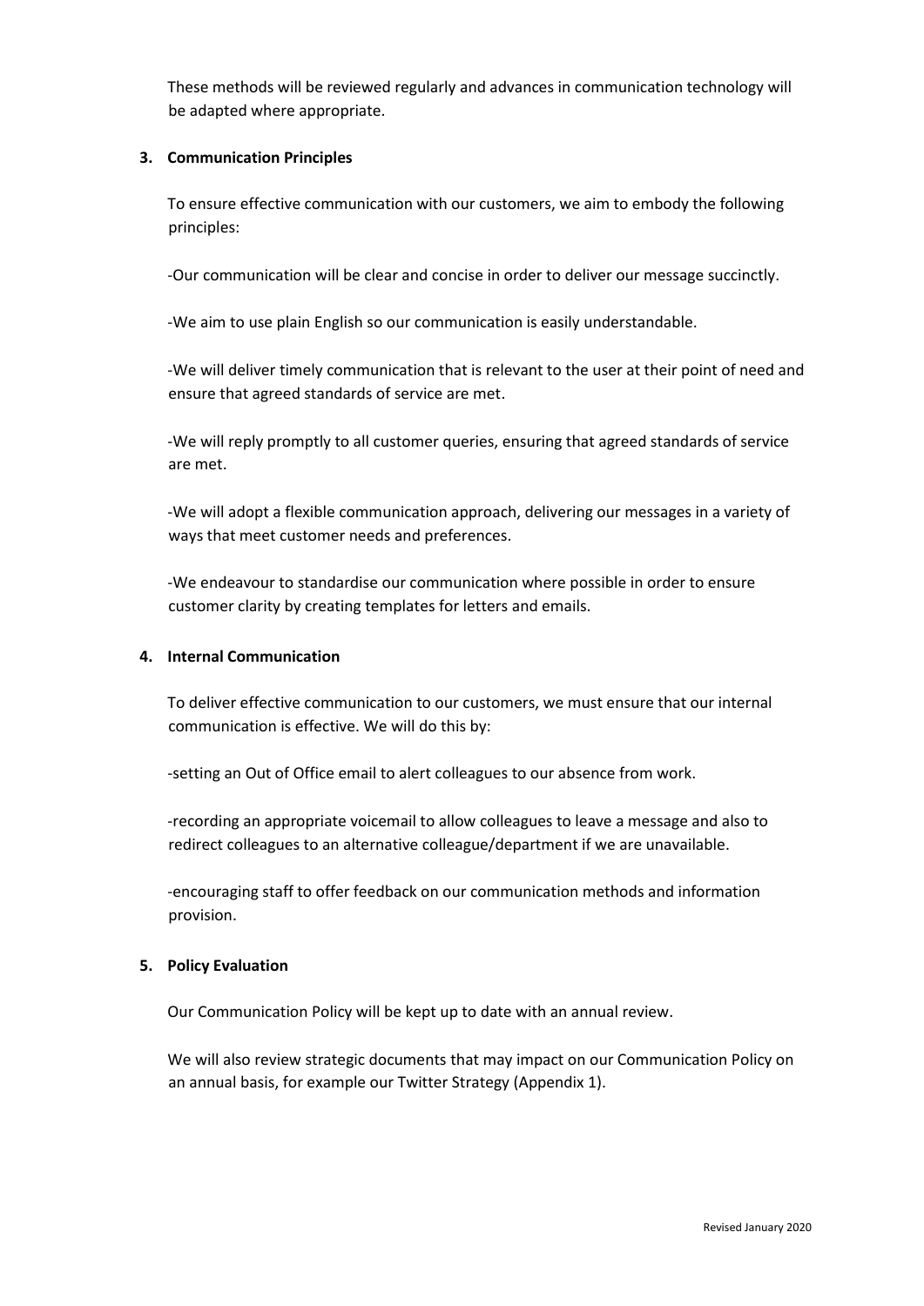These methods will be reviewed regularly and advances in communication technology will be adapted where appropriate.

## 3. Communication Principles

To ensure effective communication with our customers, we aim to embody the following principles:

-Our communication will be clear and concise in order to deliver our message succinctly.

-We aim to use plain English so our communication is easily understandable.

-We will deliver timely communication that is relevant to the user at their point of need and ensure that agreed standards of service are met.

-We will reply promptly to all customer queries, ensuring that agreed standards of service are met.

-We will adopt a flexible communication approach, delivering our messages in a variety of ways that meet customer needs and preferences.

-We endeavour to standardise our communication where possible in order to ensure customer clarity by creating templates for letters and emails.

## 4. Internal Communication

To deliver effective communication to our customers, we must ensure that our internal communication is effective. We will do this by:

-setting an Out of Office email to alert colleagues to our absence from work.

-recording an appropriate voicemail to allow colleagues to leave a message and also to redirect colleagues to an alternative colleague/department if we are unavailable.

-encouraging staff to offer feedback on our communication methods and information provision.

## 5. Policy Evaluation

Our Communication Policy will be kept up to date with an annual review.

We will also review strategic documents that may impact on our Communication Policy on an annual basis, for example our Twitter Strategy (Appendix 1).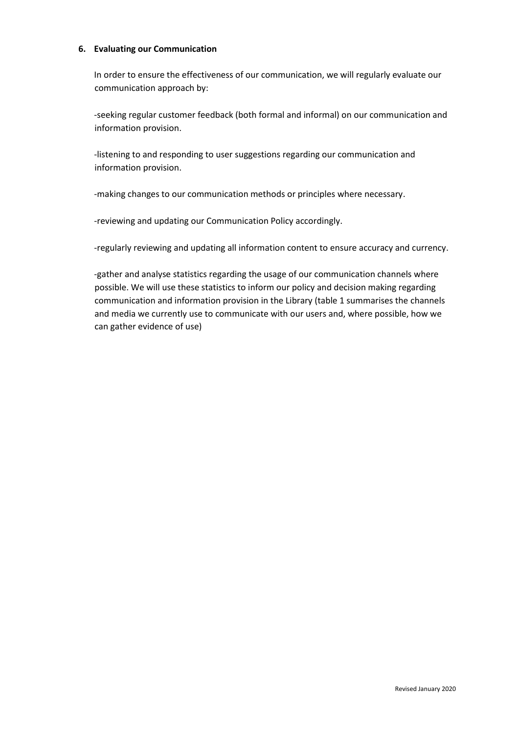## 6. Evaluating our Communication

In order to ensure the effectiveness of our communication, we will regularly evaluate our communication approach by:

-seeking regular customer feedback (both formal and informal) on our communication and information provision.

-listening to and responding to user suggestions regarding our communication and information provision.

-making changes to our communication methods or principles where necessary.

-reviewing and updating our Communication Policy accordingly.

-regularly reviewing and updating all information content to ensure accuracy and currency.

-gather and analyse statistics regarding the usage of our communication channels where possible. We will use these statistics to inform our policy and decision making regarding communication and information provision in the Library (table 1 summarises the channels and media we currently use to communicate with our users and, where possible, how we can gather evidence of use)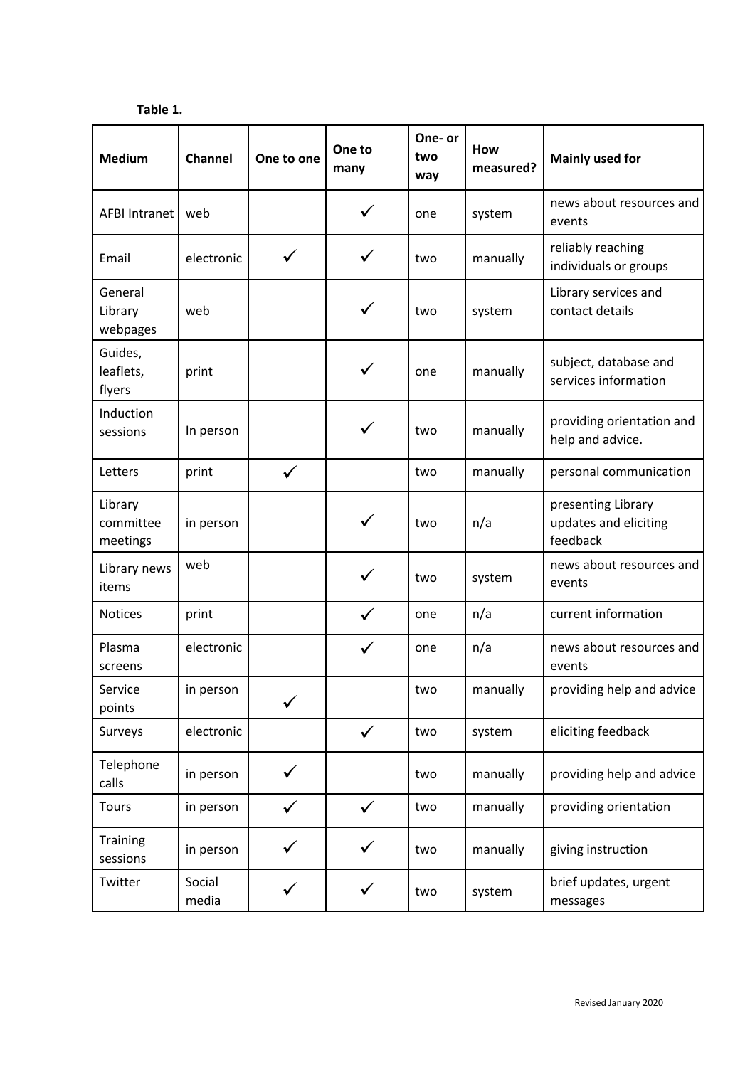**Table 1.**

| Medium | Channel | One to one | One to many | One- or two way | How measured? | Mainly used for |
|---|---|---|---|---|---|---|
| AFBI Intranet | web | | ✓ | one | system | news about resources and events |
| Email | electronic | ✓ | ✓ | two | manually | reliably reaching individuals or groups |
| General Library webpages | web | | ✓ | two | system | Library services and contact details |
| Guides, leaflets, flyers | print | | ✓ | one | manually | subject, database and services information |
| Induction sessions | In person | | ✓ | two | manually | providing orientation and help and advice. |
| Letters | print | ✓ | | two | manually | personal communication |
| Library committee meetings | in person | | ✓ | two | n/a | presenting Library updates and eliciting feedback |
| Library news items | web | | ✓ | two | system | news about resources and events |
| Notices | print | | ✓ | one | n/a | current information |
| Plasma screens | electronic | | ✓ | one | n/a | news about resources and events |
| Service points | in person | ✓ | | two | manually | providing help and advice |
| Surveys | electronic | | ✓ | two | system | eliciting feedback |
| Telephone calls | in person | ✓ | | two | manually | providing help and advice |
| Tours | in person | ✓ | ✓ | two | manually | providing orientation |
| Training sessions | in person | ✓ | ✓ | two | manually | giving instruction |
| Twitter | Social media | ✓ | ✓ | two | system | brief updates, urgent messages |

Revised January 2020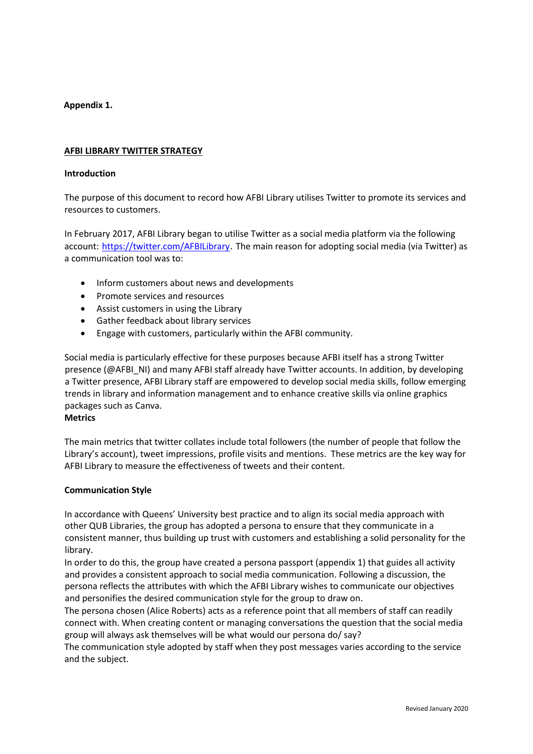**Appendix 1.**

## AFBI LIBRARY TWITTER STRATEGY

### Introduction

The purpose of this document to record how AFBI Library utilises Twitter to promote its services and resources to customers.

In February 2017, AFBI Library began to utilise Twitter as a social media platform via the following account: [https://twitter.com/AFBILibrary](https://twitter.com/AFBILibrary). The main reason for adopting social media (via Twitter) as a communication tool was to:

- Inform customers about news and developments
- Promote services and resources
- Assist customers in using the Library
- Gather feedback about library services
- Engage with customers, particularly within the AFBI community.

Social media is particularly effective for these purposes because AFBI itself has a strong Twitter presence (@AFBI_NI) and many AFBI staff already have Twitter accounts. In addition, by developing a Twitter presence, AFBI Library staff are empowered to develop social media skills, follow emerging trends in library and information management and to enhance creative skills via online graphics packages such as Canva.

### Metrics

The main metrics that twitter collates include total followers (the number of people that follow the Library's account), tweet impressions, profile visits and mentions. These metrics are the key way for AFBI Library to measure the effectiveness of tweets and their content.

### Communication Style

In accordance with Queens' University best practice and to align its social media approach with other QUB Libraries, the group has adopted a persona to ensure that they communicate in a consistent manner, thus building up trust with customers and establishing a solid personality for the library.

In order to do this, the group have created a persona passport (appendix 1) that guides all activity and provides a consistent approach to social media communication. Following a discussion, the persona reflects the attributes with which the AFBI Library wishes to communicate our objectives and personifies the desired communication style for the group to draw on.

The persona chosen (Alice Roberts) acts as a reference point that all members of staff can readily connect with. When creating content or managing conversations the question that the social media group will always ask themselves will be what would our persona do/ say?

The communication style adopted by staff when they post messages varies according to the service and the subject.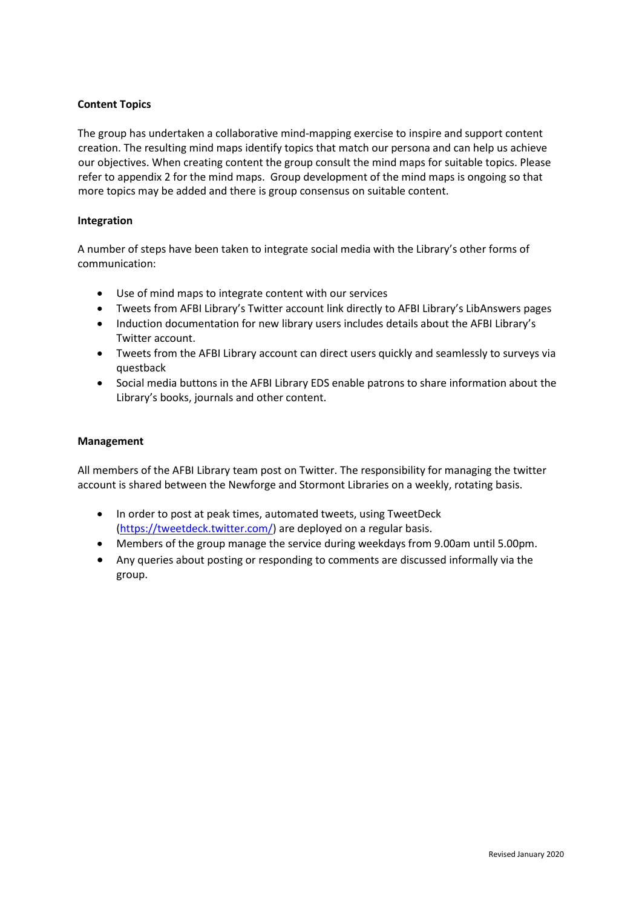**Content Topics**

The group has undertaken a collaborative mind-mapping exercise to inspire and support content creation. The resulting mind maps identify topics that match our persona and can help us achieve our objectives. When creating content the group consult the mind maps for suitable topics. Please refer to appendix 2 for the mind maps. Group development of the mind maps is ongoing so that more topics may be added and there is group consensus on suitable content.

**Integration**

A number of steps have been taken to integrate social media with the Library's other forms of communication:

- Use of mind maps to integrate content with our services
- Tweets from AFBI Library's Twitter account link directly to AFBI Library's LibAnswers pages
- Induction documentation for new library users includes details about the AFBI Library's Twitter account.
- Tweets from the AFBI Library account can direct users quickly and seamlessly to surveys via questback
- Social media buttons in the AFBI Library EDS enable patrons to share information about the Library's books, journals and other content.

**Management**

All members of the AFBI Library team post on Twitter. The responsibility for managing the twitter account is shared between the Newforge and Stormont Libraries on a weekly, rotating basis.

- In order to post at peak times, automated tweets, using TweetDeck (https://tweetdeck.twitter.com/) are deployed on a regular basis.
- Members of the group manage the service during weekdays from 9.00am until 5.00pm.
- Any queries about posting or responding to comments are discussed informally via the group.

Revised January 2020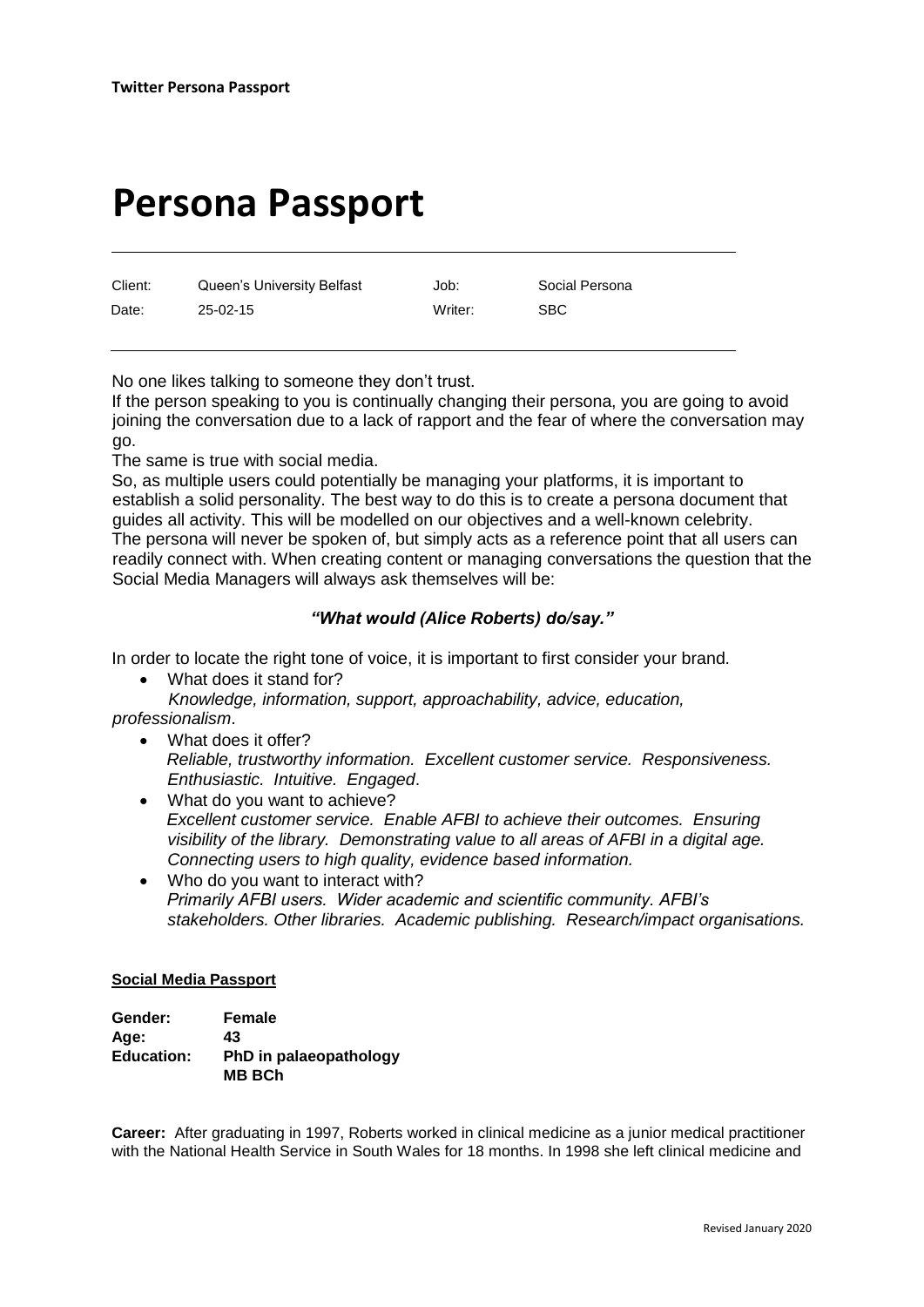# Persona Passport

| Client: | Queen's University Belfast | Job: | Social Persona |
|---|---|---|---|
| Date: | 25-02-15 | Writer: | SBC |

No one likes talking to someone they don't trust.

If the person speaking to you is continually changing their persona, you are going to avoid joining the conversation due to a lack of rapport and the fear of where the conversation may go.

The same is true with social media.

So, as multiple users could potentially be managing your platforms, it is important to establish a solid personality. The best way to do this is to create a persona document that guides all activity. This will be modelled on our objectives and a well-known celebrity. The persona will never be spoken of, but simply acts as a reference point that all users can readily connect with. When creating content or managing conversations the question that the Social Media Managers will always ask themselves will be:

***"What would (Alice Roberts) do/say."***

In order to locate the right tone of voice, it is important to first consider your brand.

- What does it stand for?
  *Knowledge, information, support, approachability, advice, education, professionalism*.
- What does it offer?
  *Reliable, trustworthy information. Excellent customer service. Responsiveness. Enthusiastic. Intuitive. Engaged*.
- What do you want to achieve?
  *Excellent customer service. Enable AFBI to achieve their outcomes. Ensuring visibility of the library. Demonstrating value to all areas of AFBI in a digital age. Connecting users to high quality, evidence based information.*
- Who do you want to interact with?
  *Primarily AFBI users. Wider academic and scientific community. AFBI's stakeholders. Other libraries. Academic publishing. Research/impact organisations.*

**Social Media Passport**

| | |
|---|---|
| **Gender:** | **Female** |
| **Age:** | **43** |
| **Education:** | **PhD in palaeopathology** |
| | **MB BCh** |

**Career:** After graduating in 1997, Roberts worked in clinical medicine as a junior medical practitioner with the National Health Service in South Wales for 18 months. In 1998 she left clinical medicine and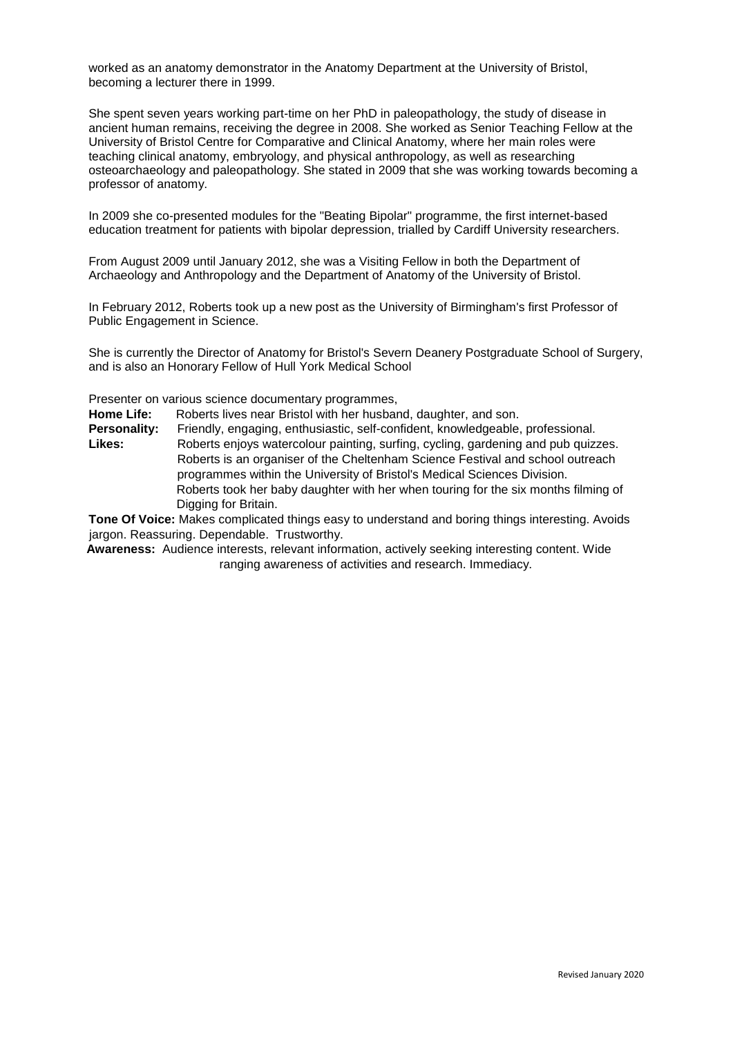worked as an anatomy demonstrator in the Anatomy Department at the University of Bristol, becoming a lecturer there in 1999.

She spent seven years working part-time on her PhD in paleopathology, the study of disease in ancient human remains, receiving the degree in 2008. She worked as Senior Teaching Fellow at the University of Bristol Centre for Comparative and Clinical Anatomy, where her main roles were teaching clinical anatomy, embryology, and physical anthropology, as well as researching osteoarchaeology and paleopathology. She stated in 2009 that she was working towards becoming a professor of anatomy.

In 2009 she co-presented modules for the "Beating Bipolar" programme, the first internet-based education treatment for patients with bipolar depression, trialled by Cardiff University researchers.

From August 2009 until January 2012, she was a Visiting Fellow in both the Department of Archaeology and Anthropology and the Department of Anatomy of the University of Bristol.

In February 2012, Roberts took up a new post as the University of Birmingham's first Professor of Public Engagement in Science.

She is currently the Director of Anatomy for Bristol's Severn Deanery Postgraduate School of Surgery, and is also an Honorary Fellow of Hull York Medical School

Presenter on various science documentary programmes,

**Home Life:** Roberts lives near Bristol with her husband, daughter, and son.

**Personality:** Friendly, engaging, enthusiastic, self-confident, knowledgeable, professional.

**Likes:** Roberts enjoys watercolour painting, surfing, cycling, gardening and pub quizzes. Roberts is an organiser of the Cheltenham Science Festival and school outreach programmes within the University of Bristol's Medical Sciences Division. Roberts took her baby daughter with her when touring for the six months filming of Digging for Britain.

**Tone Of Voice:** Makes complicated things easy to understand and boring things interesting. Avoids jargon. Reassuring. Dependable. Trustworthy.

**Awareness:** Audience interests, relevant information, actively seeking interesting content. Wide ranging awareness of activities and research. Immediacy.

Revised January 2020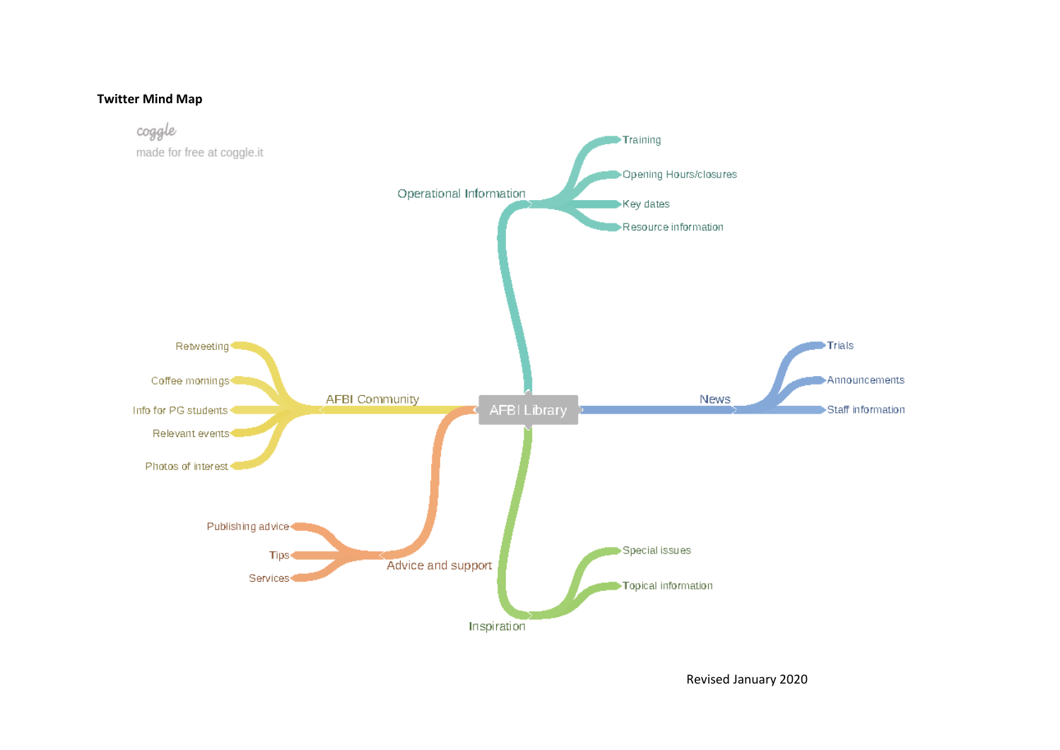**Twitter Mind Map**

coggle
made for free at coggle.it

AFBI Library

Operational Information
Training
Opening Hours/closures
Key dates
Resource information

News
Trials
Announcements
Staff information

AFBI Community
Retweeting
Coffee mornings
Info for PG students
Relevant events
Photos of interest

Advice and support
Publishing advice
Tips
Services

Inspiration
Special issues
Topical information

Revised January 2020